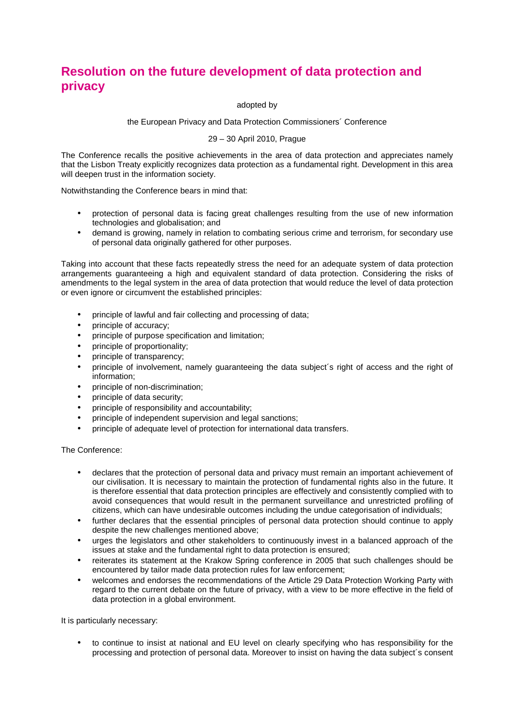# Resolution on the future development of data protection and privacy

adopted by

the European Privacy and Data Protection Commissioners´ Conference

29 – 30 April 2010, Prague

The Conference recalls the positive achievements in the area of data protection and appreciates namely that the Lisbon Treaty explicitly recognizes data protection as a fundamental right. Development in this area will deepen trust in the information society.

Notwithstanding the Conference bears in mind that:

- protection of personal data is facing great challenges resulting from the use of new information technologies and globalisation; and
- demand is growing, namely in relation to combating serious crime and terrorism, for secondary use of personal data originally gathered for other purposes.

Taking into account that these facts repeatedly stress the need for an adequate system of data protection arrangements guaranteeing a high and equivalent standard of data protection. Considering the risks of amendments to the legal system in the area of data protection that would reduce the level of data protection or even ignore or circumvent the established principles:

- principle of lawful and fair collecting and processing of data;
- principle of accuracy;
- principle of purpose specification and limitation;
- principle of proportionality;
- principle of transparency;
- principle of involvement, namely guaranteeing the data subject´s right of access and the right of information;
- principle of non-discrimination;
- principle of data security;
- principle of responsibility and accountability;
- principle of independent supervision and legal sanctions;
- principle of adequate level of protection for international data transfers.

The Conference:

- declares that the protection of personal data and privacy must remain an important achievement of our civilisation. It is necessary to maintain the protection of fundamental rights also in the future. It is therefore essential that data protection principles are effectively and consistently complied with to avoid consequences that would result in the permanent surveillance and unrestricted profiling of citizens, which can have undesirable outcomes including the undue categorisation of individuals;
- further declares that the essential principles of personal data protection should continue to apply despite the new challenges mentioned above;
- urges the legislators and other stakeholders to continuously invest in a balanced approach of the issues at stake and the fundamental right to data protection is ensured;
- reiterates its statement at the Krakow Spring conference in 2005 that such challenges should be encountered by tailor made data protection rules for law enforcement;
- welcomes and endorses the recommendations of the Article 29 Data Protection Working Party with regard to the current debate on the future of privacy, with a view to be more effective in the field of data protection in a global environment.

It is particularly necessary:

- to continue to insist at national and EU level on clearly specifying who has responsibility for the processing and protection of personal data. Moreover to insist on having the data subject´s consent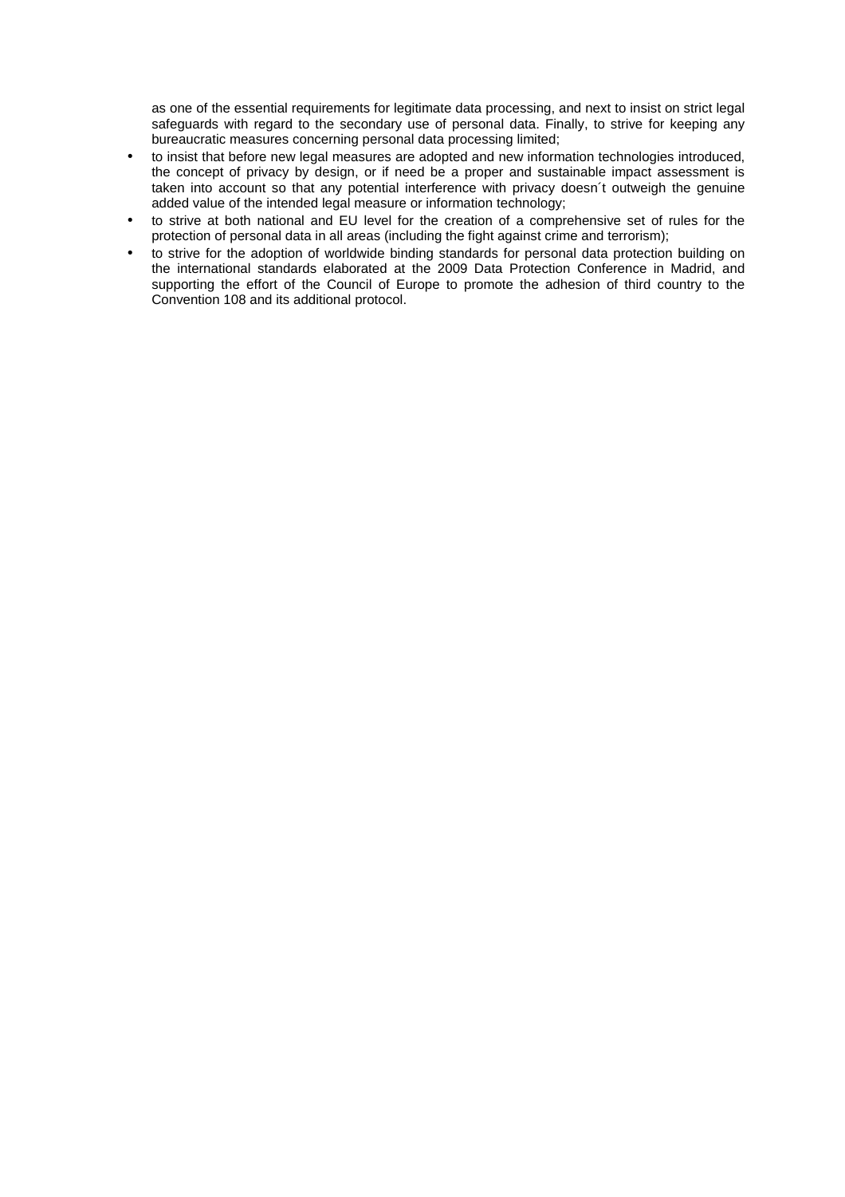as one of the essential requirements for legitimate data processing, and next to insist on strict legal safeguards with regard to the secondary use of personal data. Finally, to strive for keeping any bureaucratic measures concerning personal data processing limited;

- to insist that before new legal measures are adopted and new information technologies introduced, the concept of privacy by design, or if need be a proper and sustainable impact assessment is taken into account so that any potential interference with privacy doesn´t outweigh the genuine added value of the intended legal measure or information technology;
- to strive at both national and EU level for the creation of a comprehensive set of rules for the protection of personal data in all areas (including the fight against crime and terrorism);
- to strive for the adoption of worldwide binding standards for personal data protection building on the international standards elaborated at the 2009 Data Protection Conference in Madrid, and supporting the effort of the Council of Europe to promote the adhesion of third country to the Convention 108 and its additional protocol.